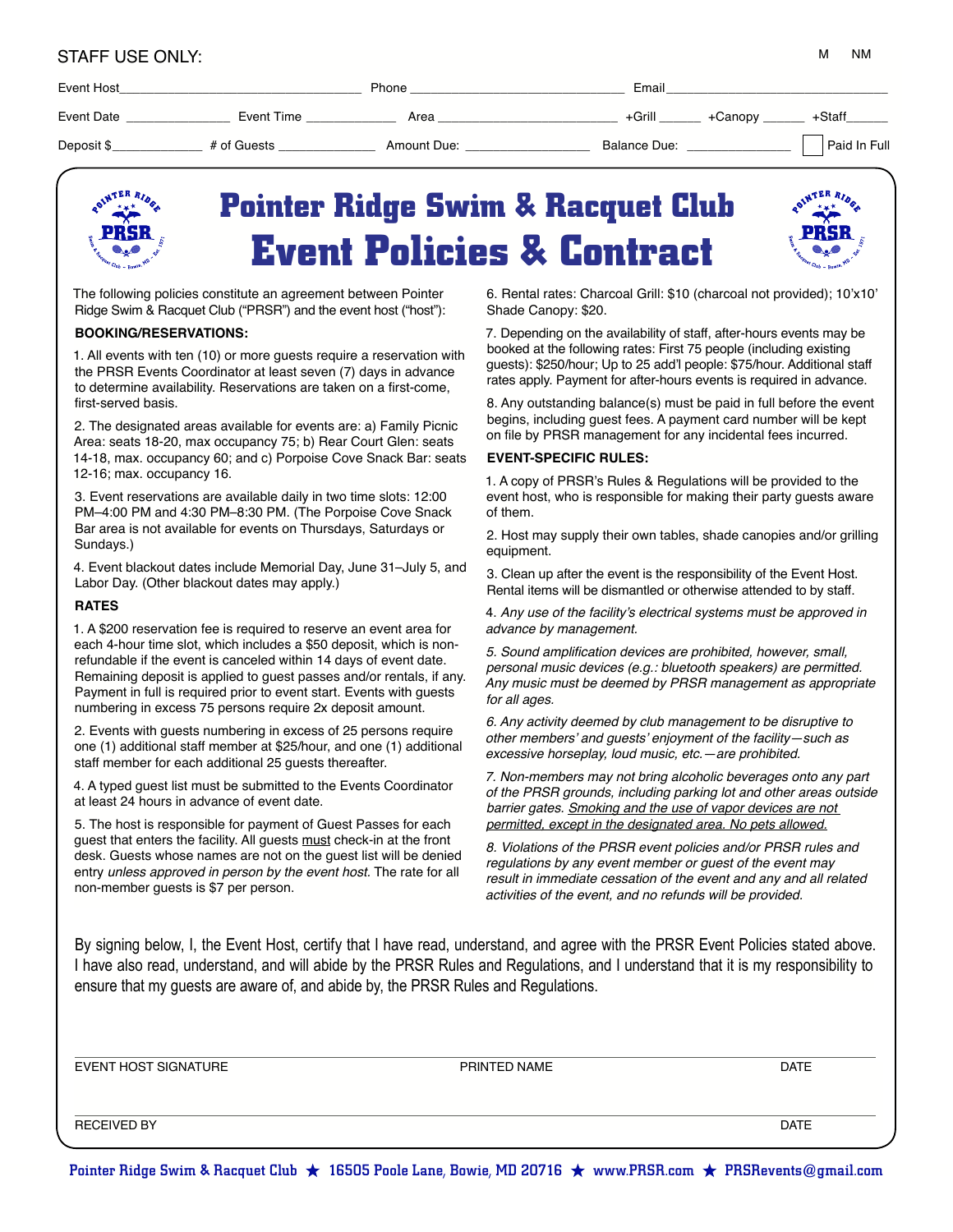STAFF USE ONLY: M NM

Event Host____________________________ Phone ____________________________ Email____________________________

Event Date ______________ Event Time ____________ Area ________________________ +Grill ______ +Canopy ______ +Staff______

Deposit $____________ # of Guests _____________ Amount Due: ________________ Balance Due: ______________ ☐ Paid In Full

# Pointer Ridge Swim & Racquet Club

# Event Policies & Contract

The following policies constitute an agreement between Pointer Ridge Swim & Racquet Club ("PRSR") and the event host ("host"):

**BOOKING/RESERVATIONS:**

1. All events with ten (10) or more guests require a reservation with the PRSR Events Coordinator at least seven (7) days in advance to determine availability. Reservations are taken on a first-come, first-served basis.

2. The designated areas available for events are: a) Family Picnic Area: seats 18-20, max occupancy 75; b) Rear Court Glen: seats 14-18, max. occupancy 60; and c) Porpoise Cove Snack Bar: seats 12-16; max. occupancy 16.

3. Event reservations are available daily in two time slots: 12:00 PM–4:00 PM and 4:30 PM–8:30 PM. (The Porpoise Cove Snack Bar area is not available for events on Thursdays, Saturdays or Sundays.)

4. Event blackout dates include Memorial Day, June 31–July 5, and Labor Day. (Other blackout dates may apply.)

**RATES**

1. A $200 reservation fee is required to reserve an event area for each 4-hour time slot, which includes a $50 deposit, which is non-refundable if the event is canceled within 14 days of event date. Remaining deposit is applied to guest passes and/or rentals, if any. Payment in full is required prior to event start. Events with guests numbering in excess 75 persons require 2x deposit amount.

2. Events with guests numbering in excess of 25 persons require one (1) additional staff member at $25/hour, and one (1) additional staff member for each additional 25 guests thereafter.

4. A typed guest list must be submitted to the Events Coordinator at least 24 hours in advance of event date.

5. The host is responsible for payment of Guest Passes for each guest that enters the facility. All guests must check-in at the front desk. Guests whose names are not on the guest list will be denied entry *unless approved in person by the event host.* The rate for all non-member guests is $7 per person.

6. Rental rates: Charcoal Grill: $10 (charcoal not provided); 10'x10' Shade Canopy: $20.

7. Depending on the availability of staff, after-hours events may be booked at the following rates: First 75 people (including existing guests): $250/hour; Up to 25 add'l people: $75/hour. Additional staff rates apply. Payment for after-hours events is required in advance.

8. Any outstanding balance(s) must be paid in full before the event begins, including guest fees. A payment card number will be kept on file by PRSR management for any incidental fees incurred.

**EVENT-SPECIFIC RULES:**

1. A copy of PRSR's Rules & Regulations will be provided to the event host, who is responsible for making their party guests aware of them.

2. Host may supply their own tables, shade canopies and/or grilling equipment.

3. Clean up after the event is the responsibility of the Event Host. Rental items will be dismantled or otherwise attended to by staff.

4. *Any use of the facility's electrical systems must be approved in advance by management.*

5. *Sound amplification devices are prohibited, however, small, personal music devices (e.g.: bluetooth speakers) are permitted. Any music must be deemed by PRSR management as appropriate for all ages.*

6. *Any activity deemed by club management to be disruptive to other members' and guests' enjoyment of the facility—such as excessive horseplay, loud music, etc.—are prohibited.*

7. *Non-members may not bring alcoholic beverages onto any part of the PRSR grounds, including parking lot and other areas outside barrier gates. Smoking and the use of vapor devices are not permitted, except in the designated area. No pets allowed.*

8. *Violations of the PRSR event policies and/or PRSR rules and regulations by any event member or guest of the event may result in immediate cessation of the event and any and all related activities of the event, and no refunds will be provided.*

By signing below, I, the Event Host, certify that I have read, understand, and agree with the PRSR Event Policies stated above. I have also read, understand, and will abide by the PRSR Rules and Regulations, and I understand that it is my responsibility to ensure that my guests are aware of, and abide by, the PRSR Rules and Regulations.

EVENT HOST SIGNATURE _______________ PRINTED NAME _______________ DATE _______________

RECEIVED BY _______________ DATE _______________

Pointer Ridge Swim & Racquet Club ★ 16505 Poole Lane, Bowie, MD 20716 ★ www.PRSR.com ★ PRSRevents@gmail.com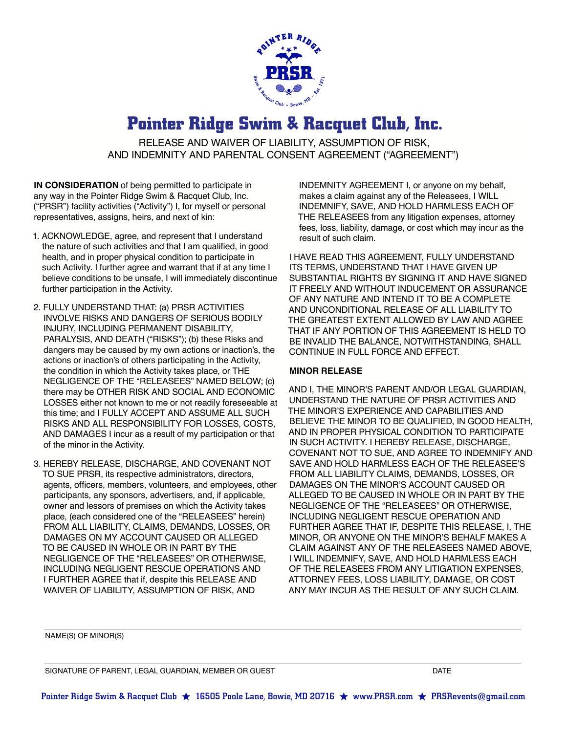# Pointer Ridge Swim & Racquet Club, Inc.

RELEASE AND WAIVER OF LIABILITY, ASSUMPTION OF RISK, AND INDEMNITY AND PARENTAL CONSENT AGREEMENT ("AGREEMENT")

**IN CONSIDERATION** of being permitted to participate in any way in the Pointer Ridge Swim & Racquet Club, Inc. ("PRSR") facility activities ("Activity") I, for myself or personal representatives, assigns, heirs, and next of kin:

1. ACKNOWLEDGE, agree, and represent that I understand the nature of such activities and that I am qualified, in good health, and in proper physical condition to participate in such Activity. I further agree and warrant that if at any time I believe conditions to be unsafe, I will immediately discontinue further participation in the Activity.
2. FULLY UNDERSTAND THAT: (a) PRSR ACTIVITIES INVOLVE RISKS AND DANGERS OF SERIOUS BODILY INJURY, INCLUDING PERMANENT DISABILITY, PARALYSIS, AND DEATH ("RISKS"); (b) these Risks and dangers may be caused by my own actions or inaction's, the actions or inaction's of others participating in the Activity, the condition in which the Activity takes place, or THE NEGLIGENCE OF THE "RELEASEES" NAMED BELOW; (c) there may be OTHER RISK AND SOCIAL AND ECONOMIC LOSSES either not known to me or not readily foreseeable at this time; and I FULLY ACCEPT AND ASSUME ALL SUCH RISKS AND ALL RESPONSIBILITY FOR LOSSES, COSTS, AND DAMAGES I incur as a result of my participation or that of the minor in the Activity.
3. HEREBY RELEASE, DISCHARGE, AND COVENANT NOT TO SUE PRSR, its respective administrators, directors, agents, officers, members, volunteers, and employees, other participants, any sponsors, advertisers, and, if applicable, owner and lessors of premises on which the Activity takes place, (each considered one of the "RELEASEES" herein) FROM ALL LIABILITY, CLAIMS, DEMANDS, LOSSES, OR DAMAGES ON MY ACCOUNT CAUSED OR ALLEGED TO BE CAUSED IN WHOLE OR IN PART BY THE NEGLIGENCE OF THE "RELEASEES" OR OTHERWISE, INCLUDING NEGLIGENT RESCUE OPERATIONS AND I FURTHER AGREE that if, despite this RELEASE AND WAIVER OF LIABILITY, ASSUMPTION OF RISK, AND INDEMNITY AGREEMENT I, or anyone on my behalf, makes a claim against any of the Releasees, I WILL INDEMNIFY, SAVE, AND HOLD HARMLESS EACH OF THE RELEASEES from any litigation expenses, attorney fees, loss, liability, damage, or cost which may incur as the result of such claim.

I HAVE READ THIS AGREEMENT, FULLY UNDERSTAND ITS TERMS, UNDERSTAND THAT I HAVE GIVEN UP SUBSTANTIAL RIGHTS BY SIGNING IT AND HAVE SIGNED IT FREELY AND WITHOUT INDUCEMENT OR ASSURANCE OF ANY NATURE AND INTEND IT TO BE A COMPLETE AND UNCONDITIONAL RELEASE OF ALL LIABILITY TO THE GREATEST EXTENT ALLOWED BY LAW AND AGREE THAT IF ANY PORTION OF THIS AGREEMENT IS HELD TO BE INVALID THE BALANCE, NOTWITHSTANDING, SHALL CONTINUE IN FULL FORCE AND EFFECT.

**MINOR RELEASE**

AND I, THE MINOR'S PARENT AND/OR LEGAL GUARDIAN, UNDERSTAND THE NATURE OF PRSR ACTIVITIES AND THE MINOR'S EXPERIENCE AND CAPABILITIES AND BELIEVE THE MINOR TO BE QUALIFIED, IN GOOD HEALTH, AND IN PROPER PHYSICAL CONDITION TO PARTICIPATE IN SUCH ACTIVITY. I HEREBY RELEASE, DISCHARGE, COVENANT NOT TO SUE, AND AGREE TO INDEMNIFY AND SAVE AND HOLD HARMLESS EACH OF THE RELEASEE'S FROM ALL LIABILITY CLAIMS, DEMANDS, LOSSES, OR DAMAGES ON THE MINOR'S ACCOUNT CAUSED OR ALLEGED TO BE CAUSED IN WHOLE OR IN PART BY THE NEGLIGENCE OF THE "RELEASEES" OR OTHERWISE, INCLUDING NEGLIGENT RESCUE OPERATION AND FURTHER AGREE THAT IF, DESPITE THIS RELEASE, I, THE MINOR, OR ANYONE ON THE MINOR'S BEHALF MAKES A CLAIM AGAINST ANY OF THE RELEASEES NAMED ABOVE, I WILL INDEMNIFY, SAVE, AND HOLD HARMLESS EACH OF THE RELEASEES FROM ANY LITIGATION EXPENSES, ATTORNEY FEES, LOSS LIABILITY, DAMAGE, OR COST ANY MAY INCUR AS THE RESULT OF ANY SUCH CLAIM.

NAME(S) OF MINOR(S)

SIGNATURE OF PARENT, LEGAL GUARDIAN, MEMBER OR GUEST　　　　DATE

Pointer Ridge Swim & Racquet Club ★ 16505 Poole Lane, Bowie, MD 20716 ★ www.PRSR.com ★ PRSRevents@gmail.com